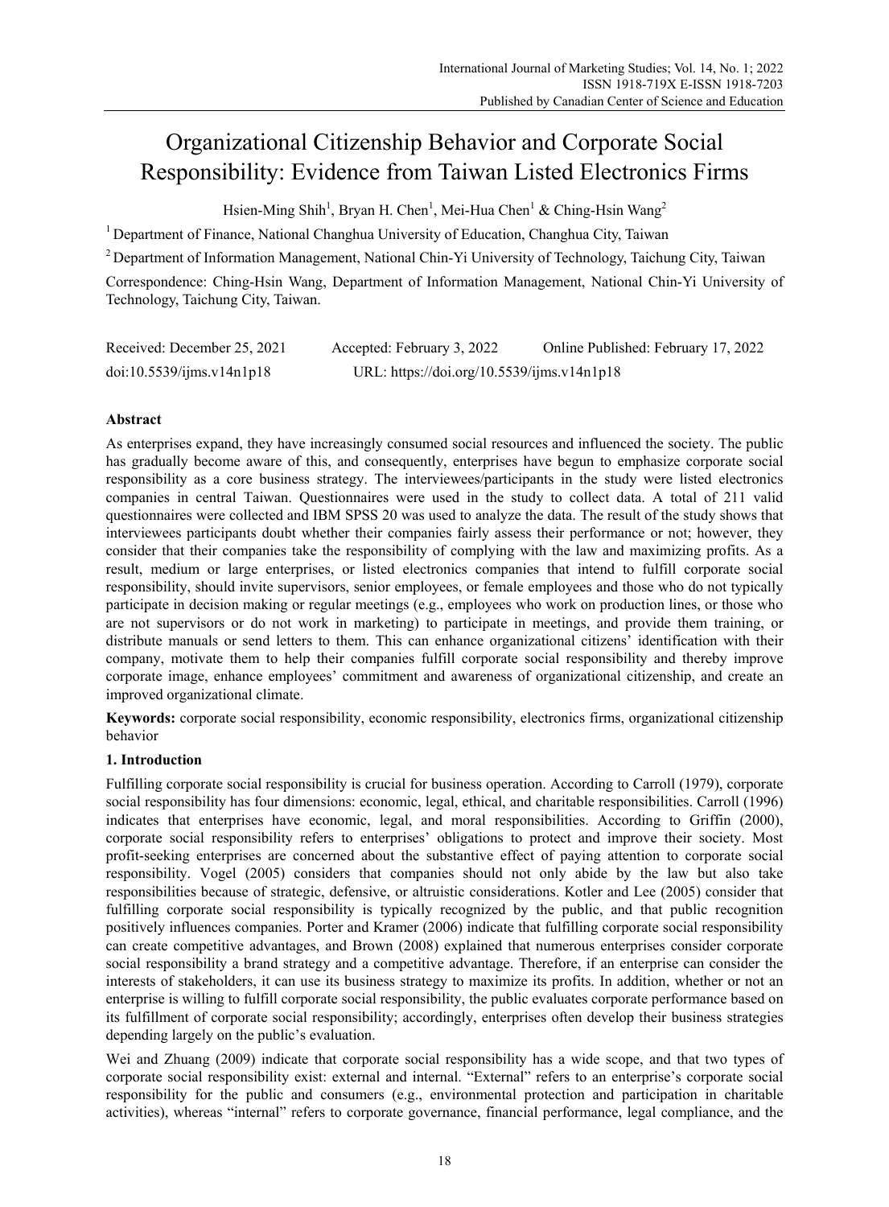# Organizational Citizenship Behavior and Corporate Social Responsibility: Evidence from Taiwan Listed Electronics Firms

Hsien-Ming Shih[1], Bryan H. Chen[1], Mei-Hua Chen[1] & Ching-Hsin Wang[2]

[1] Department of Finance, National Changhua University of Education, Changhua City, Taiwan

[2] Department of Information Management, National Chin-Yi University of Technology, Taichung City, Taiwan

Correspondence: Ching-Hsin Wang, Department of Information Management, National Chin-Yi University of Technology, Taichung City, Taiwan.

Received: December 25, 2021    Accepted: February 3, 2022    Online Published: February 17, 2022

doi:10.5539/ijms.v14n1p18    URL: https://doi.org/10.5539/ijms.v14n1p18

## Abstract

As enterprises expand, they have increasingly consumed social resources and influenced the society. The public has gradually become aware of this, and consequently, enterprises have begun to emphasize corporate social responsibility as a core business strategy. The interviewees/participants in the study were listed electronics companies in central Taiwan. Questionnaires were used in the study to collect data. A total of 211 valid questionnaires were collected and IBM SPSS 20 was used to analyze the data. The result of the study shows that interviewees participants doubt whether their companies fairly assess their performance or not; however, they consider that their companies take the responsibility of complying with the law and maximizing profits. As a result, medium or large enterprises, or listed electronics companies that intend to fulfill corporate social responsibility, should invite supervisors, senior employees, or female employees and those who do not typically participate in decision making or regular meetings (e.g., employees who work on production lines, or those who are not supervisors or do not work in marketing) to participate in meetings, and provide them training, or distribute manuals or send letters to them. This can enhance organizational citizens' identification with their company, motivate them to help their companies fulfill corporate social responsibility and thereby improve corporate image, enhance employees' commitment and awareness of organizational citizenship, and create an improved organizational climate.

**Keywords:** corporate social responsibility, economic responsibility, electronics firms, organizational citizenship behavior

## 1. Introduction

Fulfilling corporate social responsibility is crucial for business operation. According to Carroll (1979), corporate social responsibility has four dimensions: economic, legal, ethical, and charitable responsibilities. Carroll (1996) indicates that enterprises have economic, legal, and moral responsibilities. According to Griffin (2000), corporate social responsibility refers to enterprises' obligations to protect and improve their society. Most profit-seeking enterprises are concerned about the substantive effect of paying attention to corporate social responsibility. Vogel (2005) considers that companies should not only abide by the law but also take responsibilities because of strategic, defensive, or altruistic considerations. Kotler and Lee (2005) consider that fulfilling corporate social responsibility is typically recognized by the public, and that public recognition positively influences companies. Porter and Kramer (2006) indicate that fulfilling corporate social responsibility can create competitive advantages, and Brown (2008) explained that numerous enterprises consider corporate social responsibility a brand strategy and a competitive advantage. Therefore, if an enterprise can consider the interests of stakeholders, it can use its business strategy to maximize its profits. In addition, whether or not an enterprise is willing to fulfill corporate social responsibility, the public evaluates corporate performance based on its fulfillment of corporate social responsibility; accordingly, enterprises often develop their business strategies depending largely on the public's evaluation.

Wei and Zhuang (2009) indicate that corporate social responsibility has a wide scope, and that two types of corporate social responsibility exist: external and internal. "External" refers to an enterprise's corporate social responsibility for the public and consumers (e.g., environmental protection and participation in charitable activities), whereas "internal" refers to corporate governance, financial performance, legal compliance, and the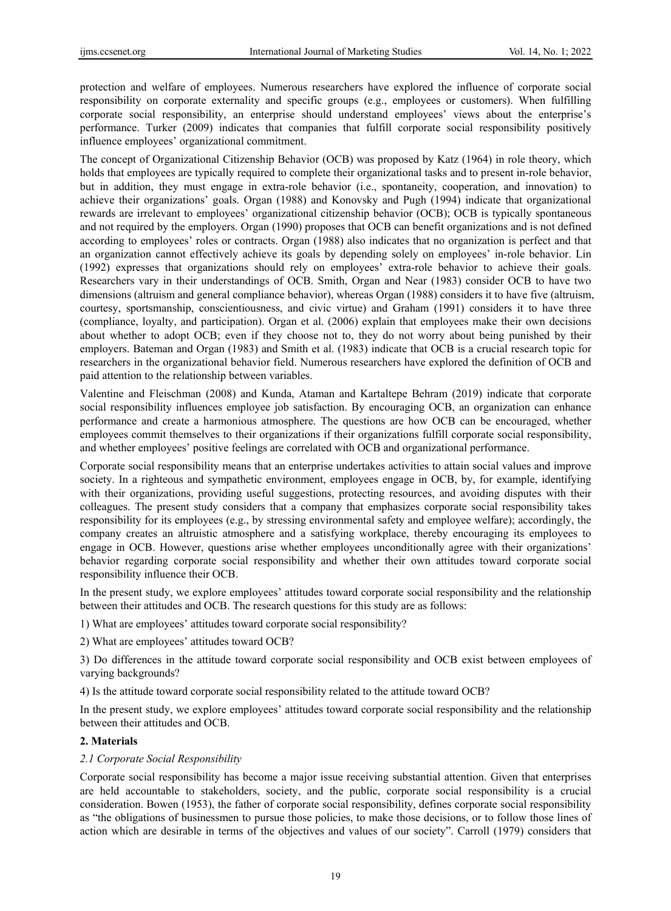protection and welfare of employees. Numerous researchers have explored the influence of corporate social responsibility on corporate externality and specific groups (e.g., employees or customers). When fulfilling corporate social responsibility, an enterprise should understand employees' views about the enterprise's performance. Turker (2009) indicates that companies that fulfill corporate social responsibility positively influence employees' organizational commitment.

The concept of Organizational Citizenship Behavior (OCB) was proposed by Katz (1964) in role theory, which holds that employees are typically required to complete their organizational tasks and to present in-role behavior, but in addition, they must engage in extra-role behavior (i.e., spontaneity, cooperation, and innovation) to achieve their organizations' goals. Organ (1988) and Konovsky and Pugh (1994) indicate that organizational rewards are irrelevant to employees' organizational citizenship behavior (OCB); OCB is typically spontaneous and not required by the employers. Organ (1990) proposes that OCB can benefit organizations and is not defined according to employees' roles or contracts. Organ (1988) also indicates that no organization is perfect and that an organization cannot effectively achieve its goals by depending solely on employees' in-role behavior. Lin (1992) expresses that organizations should rely on employees' extra-role behavior to achieve their goals. Researchers vary in their understandings of OCB. Smith, Organ and Near (1983) consider OCB to have two dimensions (altruism and general compliance behavior), whereas Organ (1988) considers it to have five (altruism, courtesy, sportsmanship, conscientiousness, and civic virtue) and Graham (1991) considers it to have three (compliance, loyalty, and participation). Organ et al. (2006) explain that employees make their own decisions about whether to adopt OCB; even if they choose not to, they do not worry about being punished by their employers. Bateman and Organ (1983) and Smith et al. (1983) indicate that OCB is a crucial research topic for researchers in the organizational behavior field. Numerous researchers have explored the definition of OCB and paid attention to the relationship between variables.

Valentine and Fleischman (2008) and Kunda, Ataman and Kartaltepe Behram (2019) indicate that corporate social responsibility influences employee job satisfaction. By encouraging OCB, an organization can enhance performance and create a harmonious atmosphere. The questions are how OCB can be encouraged, whether employees commit themselves to their organizations if their organizations fulfill corporate social responsibility, and whether employees' positive feelings are correlated with OCB and organizational performance.

Corporate social responsibility means that an enterprise undertakes activities to attain social values and improve society. In a righteous and sympathetic environment, employees engage in OCB, by, for example, identifying with their organizations, providing useful suggestions, protecting resources, and avoiding disputes with their colleagues. The present study considers that a company that emphasizes corporate social responsibility takes responsibility for its employees (e.g., by stressing environmental safety and employee welfare); accordingly, the company creates an altruistic atmosphere and a satisfying workplace, thereby encouraging its employees to engage in OCB. However, questions arise whether employees unconditionally agree with their organizations' behavior regarding corporate social responsibility and whether their own attitudes toward corporate social responsibility influence their OCB.

In the present study, we explore employees' attitudes toward corporate social responsibility and the relationship between their attitudes and OCB. The research questions for this study are as follows:

1) What are employees' attitudes toward corporate social responsibility?

2) What are employees' attitudes toward OCB?

3) Do differences in the attitude toward corporate social responsibility and OCB exist between employees of varying backgrounds?

4) Is the attitude toward corporate social responsibility related to the attitude toward OCB?

In the present study, we explore employees' attitudes toward corporate social responsibility and the relationship between their attitudes and OCB.

## 2. Materials

### *2.1 Corporate Social Responsibility*

Corporate social responsibility has become a major issue receiving substantial attention. Given that enterprises are held accountable to stakeholders, society, and the public, corporate social responsibility is a crucial consideration. Bowen (1953), the father of corporate social responsibility, defines corporate social responsibility as "the obligations of businessmen to pursue those policies, to make those decisions, or to follow those lines of action which are desirable in terms of the objectives and values of our society". Carroll (1979) considers that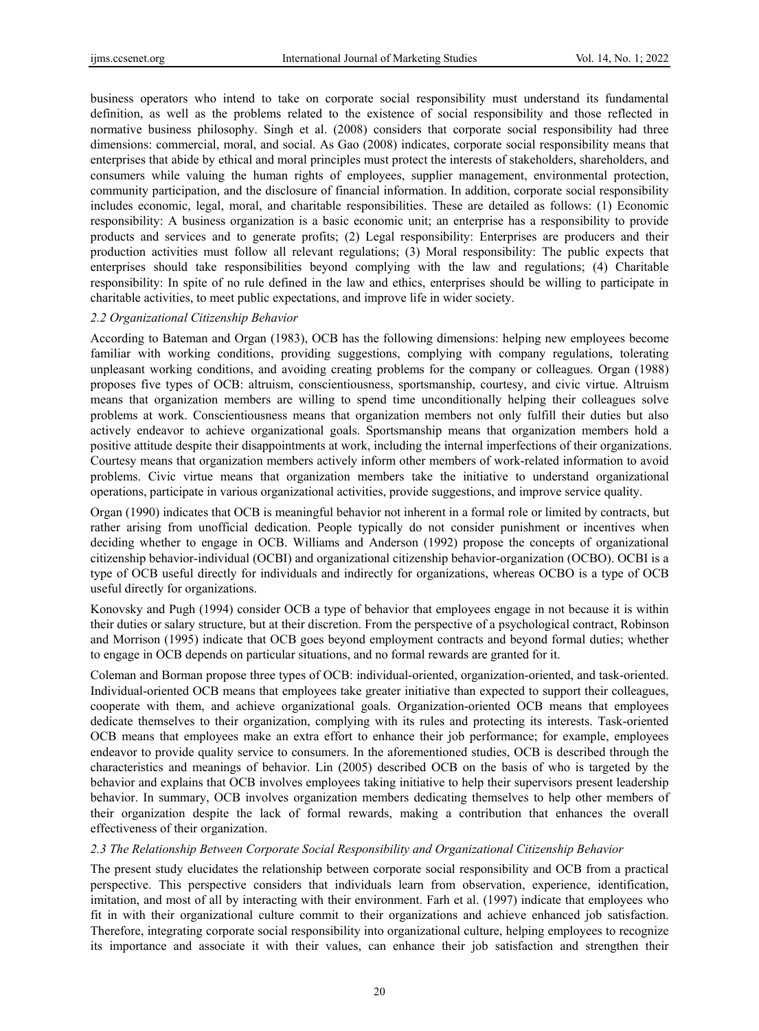business operators who intend to take on corporate social responsibility must understand its fundamental definition, as well as the problems related to the existence of social responsibility and those reflected in normative business philosophy. Singh et al. (2008) considers that corporate social responsibility had three dimensions: commercial, moral, and social. As Gao (2008) indicates, corporate social responsibility means that enterprises that abide by ethical and moral principles must protect the interests of stakeholders, shareholders, and consumers while valuing the human rights of employees, supplier management, environmental protection, community participation, and the disclosure of financial information. In addition, corporate social responsibility includes economic, legal, moral, and charitable responsibilities. These are detailed as follows: (1) Economic responsibility: A business organization is a basic economic unit; an enterprise has a responsibility to provide products and services and to generate profits; (2) Legal responsibility: Enterprises are producers and their production activities must follow all relevant regulations; (3) Moral responsibility: The public expects that enterprises should take responsibilities beyond complying with the law and regulations; (4) Charitable responsibility: In spite of no rule defined in the law and ethics, enterprises should be willing to participate in charitable activities, to meet public expectations, and improve life in wider society.

### *2.2 Organizational Citizenship Behavior*

According to Bateman and Organ (1983), OCB has the following dimensions: helping new employees become familiar with working conditions, providing suggestions, complying with company regulations, tolerating unpleasant working conditions, and avoiding creating problems for the company or colleagues. Organ (1988) proposes five types of OCB: altruism, conscientiousness, sportsmanship, courtesy, and civic virtue. Altruism means that organization members are willing to spend time unconditionally helping their colleagues solve problems at work. Conscientiousness means that organization members not only fulfill their duties but also actively endeavor to achieve organizational goals. Sportsmanship means that organization members hold a positive attitude despite their disappointments at work, including the internal imperfections of their organizations. Courtesy means that organization members actively inform other members of work-related information to avoid problems. Civic virtue means that organization members take the initiative to understand organizational operations, participate in various organizational activities, provide suggestions, and improve service quality.

Organ (1990) indicates that OCB is meaningful behavior not inherent in a formal role or limited by contracts, but rather arising from unofficial dedication. People typically do not consider punishment or incentives when deciding whether to engage in OCB. Williams and Anderson (1992) propose the concepts of organizational citizenship behavior-individual (OCBI) and organizational citizenship behavior-organization (OCBO). OCBI is a type of OCB useful directly for individuals and indirectly for organizations, whereas OCBO is a type of OCB useful directly for organizations.

Konovsky and Pugh (1994) consider OCB a type of behavior that employees engage in not because it is within their duties or salary structure, but at their discretion. From the perspective of a psychological contract, Robinson and Morrison (1995) indicate that OCB goes beyond employment contracts and beyond formal duties; whether to engage in OCB depends on particular situations, and no formal rewards are granted for it.

Coleman and Borman propose three types of OCB: individual-oriented, organization-oriented, and task-oriented. Individual-oriented OCB means that employees take greater initiative than expected to support their colleagues, cooperate with them, and achieve organizational goals. Organization-oriented OCB means that employees dedicate themselves to their organization, complying with its rules and protecting its interests. Task-oriented OCB means that employees make an extra effort to enhance their job performance; for example, employees endeavor to provide quality service to consumers. In the aforementioned studies, OCB is described through the characteristics and meanings of behavior. Lin (2005) described OCB on the basis of who is targeted by the behavior and explains that OCB involves employees taking initiative to help their supervisors present leadership behavior. In summary, OCB involves organization members dedicating themselves to help other members of their organization despite the lack of formal rewards, making a contribution that enhances the overall effectiveness of their organization.

### *2.3 The Relationship Between Corporate Social Responsibility and Organizational Citizenship Behavior*

The present study elucidates the relationship between corporate social responsibility and OCB from a practical perspective. This perspective considers that individuals learn from observation, experience, identification, imitation, and most of all by interacting with their environment. Farh et al. (1997) indicate that employees who fit in with their organizational culture commit to their organizations and achieve enhanced job satisfaction. Therefore, integrating corporate social responsibility into organizational culture, helping employees to recognize its importance and associate it with their values, can enhance their job satisfaction and strengthen their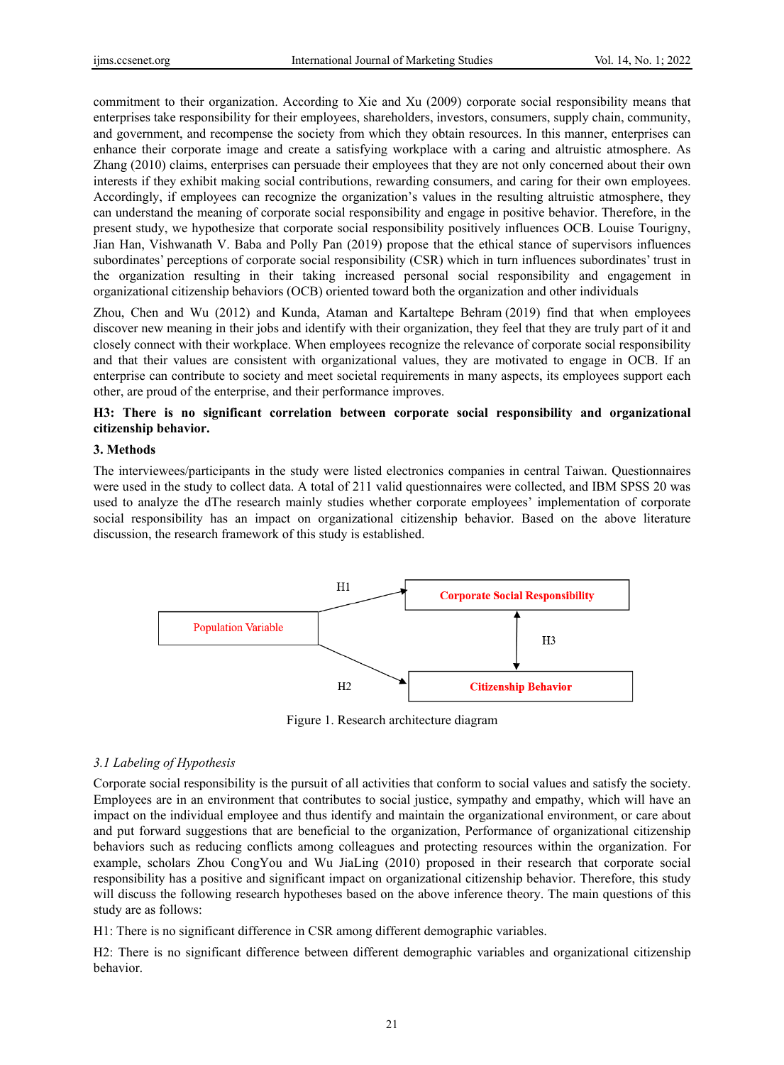commitment to their organization. According to Xie and Xu (2009) corporate social responsibility means that enterprises take responsibility for their employees, shareholders, investors, consumers, supply chain, community, and government, and recompense the society from which they obtain resources. In this manner, enterprises can enhance their corporate image and create a satisfying workplace with a caring and altruistic atmosphere. As Zhang (2010) claims, enterprises can persuade their employees that they are not only concerned about their own interests if they exhibit making social contributions, rewarding consumers, and caring for their own employees. Accordingly, if employees can recognize the organization's values in the resulting altruistic atmosphere, they can understand the meaning of corporate social responsibility and engage in positive behavior. Therefore, in the present study, we hypothesize that corporate social responsibility positively influences OCB. Louise Tourigny, Jian Han, Vishwanath V. Baba and Polly Pan (2019) propose that the ethical stance of supervisors influences subordinates' perceptions of corporate social responsibility (CSR) which in turn influences subordinates' trust in the organization resulting in their taking increased personal social responsibility and engagement in organizational citizenship behaviors (OCB) oriented toward both the organization and other individuals

Zhou, Chen and Wu (2012) and Kunda, Ataman and Kartaltepe Behram (2019) find that when employees discover new meaning in their jobs and identify with their organization, they feel that they are truly part of it and closely connect with their workplace. When employees recognize the relevance of corporate social responsibility and that their values are consistent with organizational values, they are motivated to engage in OCB. If an enterprise can contribute to society and meet societal requirements in many aspects, its employees support each other, are proud of the enterprise, and their performance improves.

**H3: There is no significant correlation between corporate social responsibility and organizational citizenship behavior.**

## 3. Methods

The interviewees/participants in the study were listed electronics companies in central Taiwan. Questionnaires were used in the study to collect data. A total of 211 valid questionnaires were collected, and IBM SPSS 20 was used to analyze the dThe research mainly studies whether corporate employees' implementation of corporate social responsibility has an impact on organizational citizenship behavior. Based on the above literature discussion, the research framework of this study is established.

Population Variable → (H1) Corporate Social Responsibility; Population Variable → (H2) Citizenship Behavior; Corporate Social Responsibility ↔ (H3) Citizenship Behavior

Figure 1. Research architecture diagram

### *3.1 Labeling of Hypothesis*

Corporate social responsibility is the pursuit of all activities that conform to social values and satisfy the society. Employees are in an environment that contributes to social justice, sympathy and empathy, which will have an impact on the individual employee and thus identify and maintain the organizational environment, or care about and put forward suggestions that are beneficial to the organization, Performance of organizational citizenship behaviors such as reducing conflicts among colleagues and protecting resources within the organization. For example, scholars Zhou CongYou and Wu JiaLing (2010) proposed in their research that corporate social responsibility has a positive and significant impact on organizational citizenship behavior. Therefore, this study will discuss the following research hypotheses based on the above inference theory. The main questions of this study are as follows:

H1: There is no significant difference in CSR among different demographic variables.

H2: There is no significant difference between different demographic variables and organizational citizenship behavior.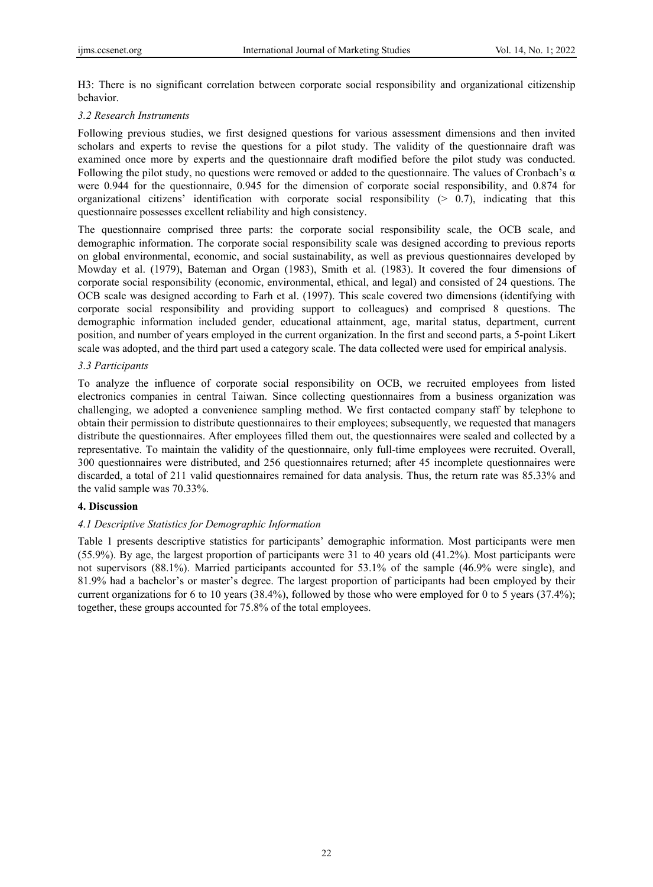H3: There is no significant correlation between corporate social responsibility and organizational citizenship behavior.

### *3.2 Research Instruments*

Following previous studies, we first designed questions for various assessment dimensions and then invited scholars and experts to revise the questions for a pilot study. The validity of the questionnaire draft was examined once more by experts and the questionnaire draft modified before the pilot study was conducted. Following the pilot study, no questions were removed or added to the questionnaire. The values of Cronbach's α were 0.944 for the questionnaire, 0.945 for the dimension of corporate social responsibility, and 0.874 for organizational citizens' identification with corporate social responsibility (> 0.7), indicating that this questionnaire possesses excellent reliability and high consistency.

The questionnaire comprised three parts: the corporate social responsibility scale, the OCB scale, and demographic information. The corporate social responsibility scale was designed according to previous reports on global environmental, economic, and social sustainability, as well as previous questionnaires developed by Mowday et al. (1979), Bateman and Organ (1983), Smith et al. (1983). It covered the four dimensions of corporate social responsibility (economic, environmental, ethical, and legal) and consisted of 24 questions. The OCB scale was designed according to Farh et al. (1997). This scale covered two dimensions (identifying with corporate social responsibility and providing support to colleagues) and comprised 8 questions. The demographic information included gender, educational attainment, age, marital status, department, current position, and number of years employed in the current organization. In the first and second parts, a 5-point Likert scale was adopted, and the third part used a category scale. The data collected were used for empirical analysis.

### *3.3 Participants*

To analyze the influence of corporate social responsibility on OCB, we recruited employees from listed electronics companies in central Taiwan. Since collecting questionnaires from a business organization was challenging, we adopted a convenience sampling method. We first contacted company staff by telephone to obtain their permission to distribute questionnaires to their employees; subsequently, we requested that managers distribute the questionnaires. After employees filled them out, the questionnaires were sealed and collected by a representative. To maintain the validity of the questionnaire, only full-time employees were recruited. Overall, 300 questionnaires were distributed, and 256 questionnaires returned; after 45 incomplete questionnaires were discarded, a total of 211 valid questionnaires remained for data analysis. Thus, the return rate was 85.33% and the valid sample was 70.33%.

## 4. Discussion

### *4.1 Descriptive Statistics for Demographic Information*

Table 1 presents descriptive statistics for participants' demographic information. Most participants were men (55.9%). By age, the largest proportion of participants were 31 to 40 years old (41.2%). Most participants were not supervisors (88.1%). Married participants accounted for 53.1% of the sample (46.9% were single), and 81.9% had a bachelor's or master's degree. The largest proportion of participants had been employed by their current organizations for 6 to 10 years (38.4%), followed by those who were employed for 0 to 5 years (37.4%); together, these groups accounted for 75.8% of the total employees.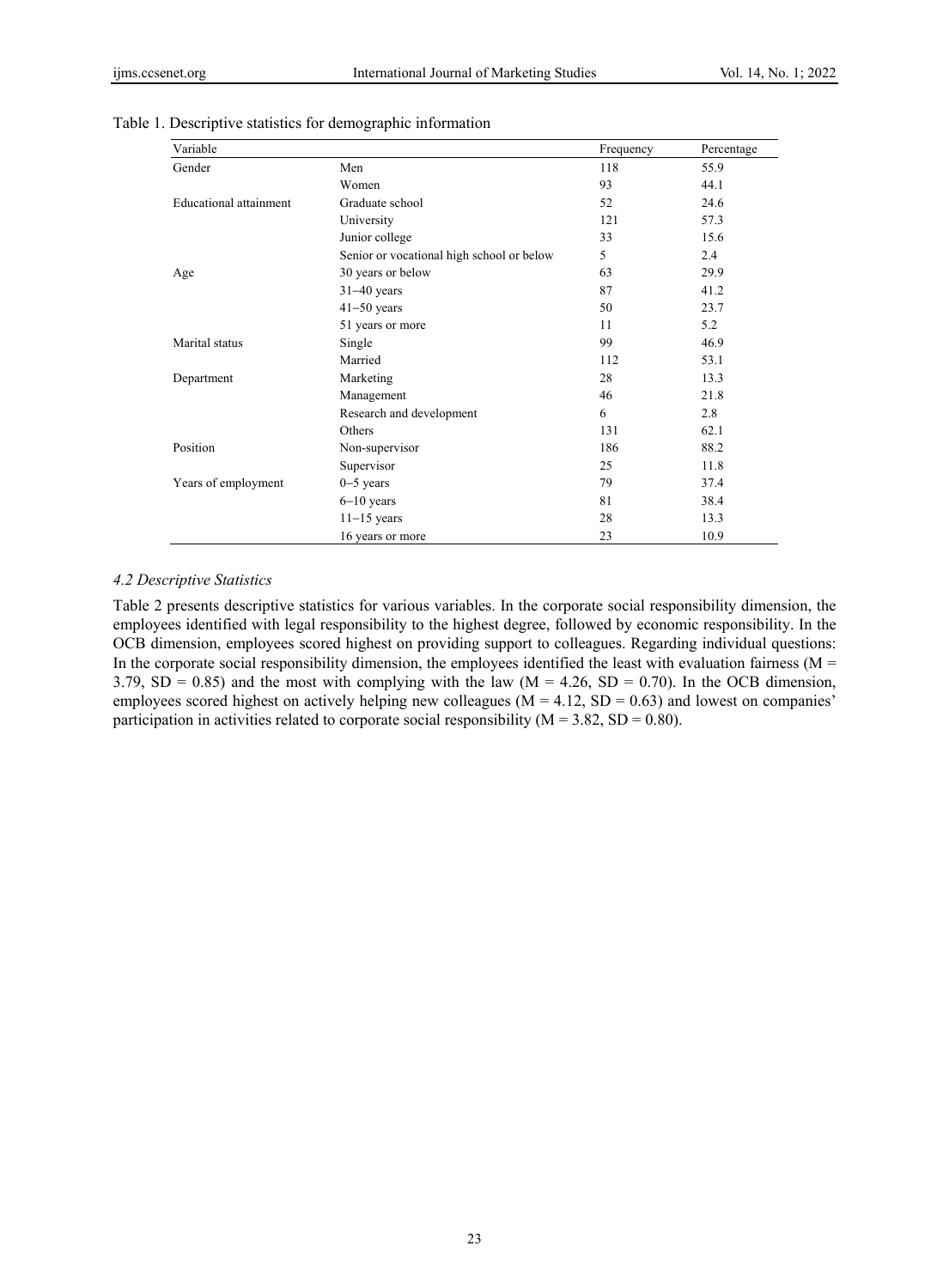Table 1. Descriptive statistics for demographic information

| Variable | | Frequency | Percentage |
|---|---|---|---|
| Gender | Men | 118 | 55.9 |
| | Women | 93 | 44.1 |
| Educational attainment | Graduate school | 52 | 24.6 |
| | University | 121 | 57.3 |
| | Junior college | 33 | 15.6 |
| | Senior or vocational high school or below | 5 | 2.4 |
| Age | 30 years or below | 63 | 29.9 |
| | 31−40 years | 87 | 41.2 |
| | 41−50 years | 50 | 23.7 |
| | 51 years or more | 11 | 5.2 |
| Marital status | Single | 99 | 46.9 |
| | Married | 112 | 53.1 |
| Department | Marketing | 28 | 13.3 |
| | Management | 46 | 21.8 |
| | Research and development | 6 | 2.8 |
| | Others | 131 | 62.1 |
| Position | Non-supervisor | 186 | 88.2 |
| | Supervisor | 25 | 11.8 |
| Years of employment | 0−5 years | 79 | 37.4 |
| | 6−10 years | 81 | 38.4 |
| | 11−15 years | 28 | 13.3 |
| | 16 years or more | 23 | 10.9 |

### *4.2 Descriptive Statistics*

Table 2 presents descriptive statistics for various variables. In the corporate social responsibility dimension, the employees identified with legal responsibility to the highest degree, followed by economic responsibility. In the OCB dimension, employees scored highest on providing support to colleagues. Regarding individual questions: In the corporate social responsibility dimension, the employees identified the least with evaluation fairness ($M = 3.79$, $SD = 0.85$) and the most with complying with the law ($M = 4.26$, $SD = 0.70$). In the OCB dimension, employees scored highest on actively helping new colleagues ($M = 4.12$, $SD = 0.63$) and lowest on companies' participation in activities related to corporate social responsibility ($M = 3.82$, $SD = 0.80$).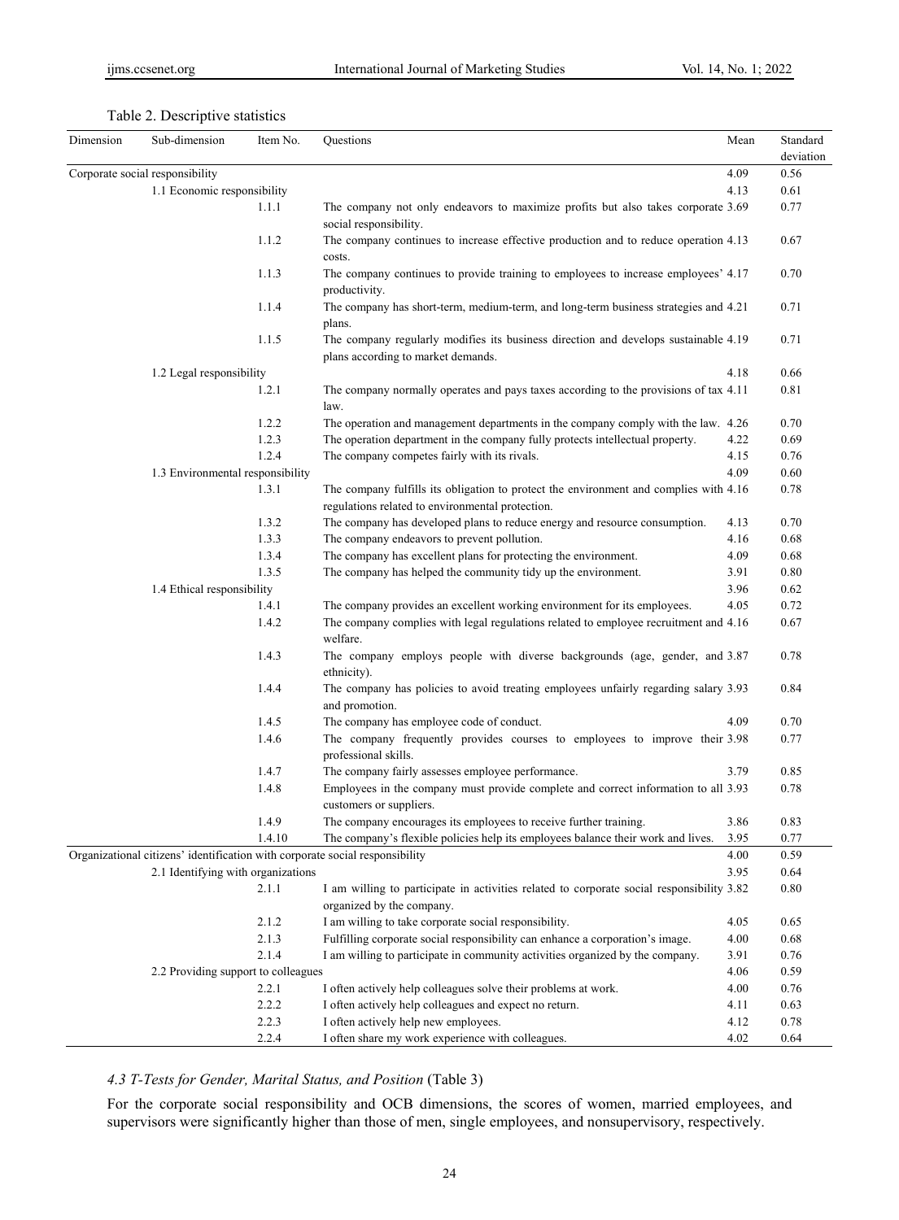Table 2. Descriptive statistics

| Dimension | Sub-dimension | Item No. | Questions | Mean | Standard deviation |
|---|---|---|---|---|---|
| Corporate social responsibility | | | | 4.09 | 0.56 |
| | 1.1 Economic responsibility | | | 4.13 | 0.61 |
| | | 1.1.1 | The company not only endeavors to maximize profits but also takes corporate social responsibility. | 3.69 | 0.77 |
| | | 1.1.2 | The company continues to increase effective production and to reduce operation costs. | 4.13 | 0.67 |
| | | 1.1.3 | The company continues to provide training to employees to increase employees' productivity. | 4.17 | 0.70 |
| | | 1.1.4 | The company has short-term, medium-term, and long-term business strategies and plans. | 4.21 | 0.71 |
| | | 1.1.5 | The company regularly modifies its business direction and develops sustainable plans according to market demands. | 4.19 | 0.71 |
| | 1.2 Legal responsibility | | | 4.18 | 0.66 |
| | | 1.2.1 | The company normally operates and pays taxes according to the provisions of tax law. | 4.11 | 0.81 |
| | | 1.2.2 | The operation and management departments in the company comply with the law. | 4.26 | 0.70 |
| | | 1.2.3 | The operation department in the company fully protects intellectual property. | 4.22 | 0.69 |
| | | 1.2.4 | The company competes fairly with its rivals. | 4.15 | 0.76 |
| | 1.3 Environmental responsibility | | | 4.09 | 0.60 |
| | | 1.3.1 | The company fulfills its obligation to protect the environment and complies with regulations related to environmental protection. | 4.16 | 0.78 |
| | | 1.3.2 | The company has developed plans to reduce energy and resource consumption. | 4.13 | 0.70 |
| | | 1.3.3 | The company endeavors to prevent pollution. | 4.16 | 0.68 |
| | | 1.3.4 | The company has excellent plans for protecting the environment. | 4.09 | 0.68 |
| | | 1.3.5 | The company has helped the community tidy up the environment. | 3.91 | 0.80 |
| | 1.4 Ethical responsibility | | | 3.96 | 0.62 |
| | | 1.4.1 | The company provides an excellent working environment for its employees. | 4.05 | 0.72 |
| | | 1.4.2 | The company complies with legal regulations related to employee recruitment and welfare. | 4.16 | 0.67 |
| | | 1.4.3 | The company employs people with diverse backgrounds (age, gender, and ethnicity). | 3.87 | 0.78 |
| | | 1.4.4 | The company has policies to avoid treating employees unfairly regarding salary and promotion. | 3.93 | 0.84 |
| | | 1.4.5 | The company has employee code of conduct. | 4.09 | 0.70 |
| | | 1.4.6 | The company frequently provides courses to employees to improve their professional skills. | 3.98 | 0.77 |
| | | 1.4.7 | The company fairly assesses employee performance. | 3.79 | 0.85 |
| | | 1.4.8 | Employees in the company must provide complete and correct information to all customers or suppliers. | 3.93 | 0.78 |
| | | 1.4.9 | The company encourages its employees to receive further training. | 3.86 | 0.83 |
| | | 1.4.10 | The company's flexible policies help its employees balance their work and lives. | 3.95 | 0.77 |
| Organizational citizens' identification with corporate social responsibility | | | | 4.00 | 0.59 |
| | 2.1 Identifying with organizations | | | 3.95 | 0.64 |
| | | 2.1.1 | I am willing to participate in activities related to corporate social responsibility organized by the company. | 3.82 | 0.80 |
| | | 2.1.2 | I am willing to take corporate social responsibility. | 4.05 | 0.65 |
| | | 2.1.3 | Fulfilling corporate social responsibility can enhance a corporation's image. | 4.00 | 0.68 |
| | | 2.1.4 | I am willing to participate in community activities organized by the company. | 3.91 | 0.76 |
| | 2.2 Providing support to colleagues | | | 4.06 | 0.59 |
| | | 2.2.1 | I often actively help colleagues solve their problems at work. | 4.00 | 0.76 |
| | | 2.2.2 | I often actively help colleagues and expect no return. | 4.11 | 0.63 |
| | | 2.2.3 | I often actively help new employees. | 4.12 | 0.78 |
| | | 2.2.4 | I often share my work experience with colleagues. | 4.02 | 0.64 |

### 4.3 T-Tests for Gender, Marital Status, and Position (Table 3)

For the corporate social responsibility and OCB dimensions, the scores of women, married employees, and supervisors were significantly higher than those of men, single employees, and nonsupervisory, respectively.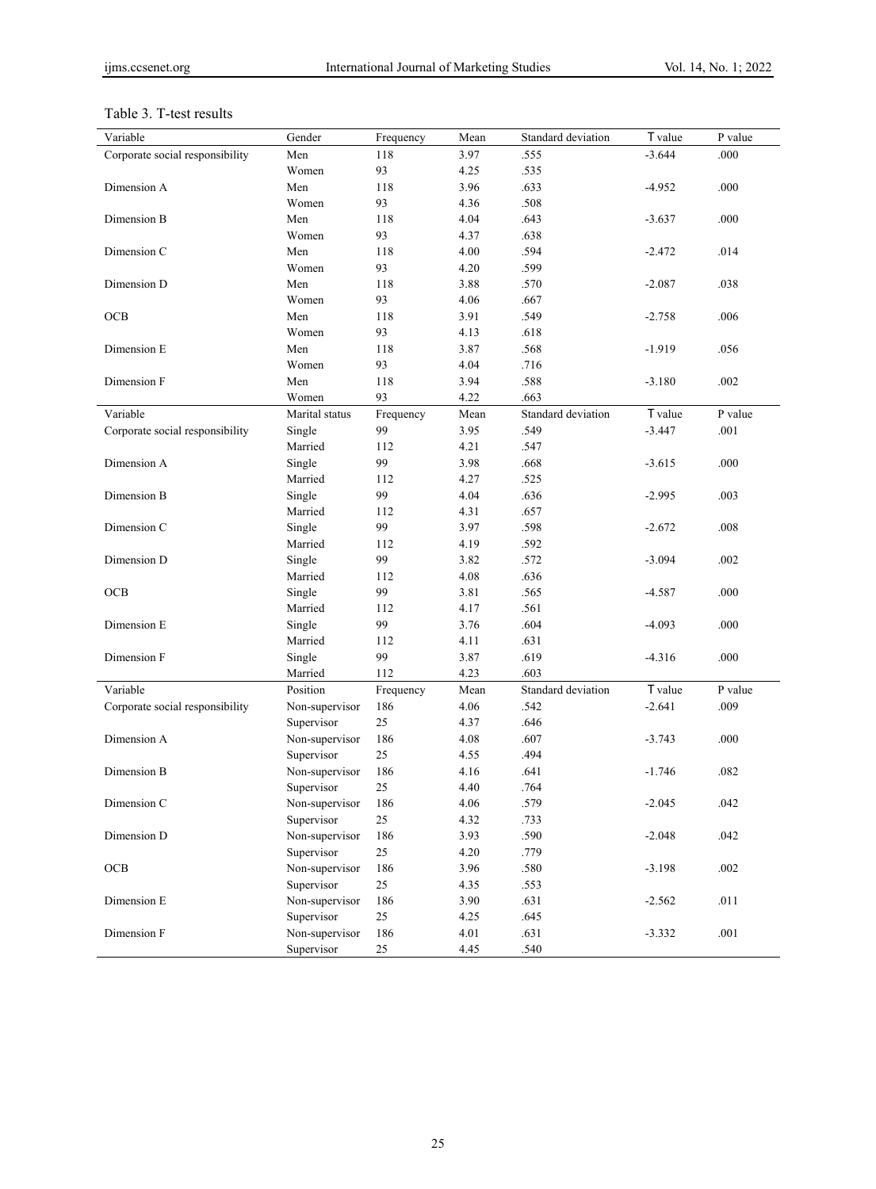Table 3. T-test results

| Variable | Gender | Frequency | Mean | Standard deviation | T value | P value |
|---|---|---|---|---|---|---|
| Corporate social responsibility | Men | 118 | 3.97 | .555 | -3.644 | .000 |
| | Women | 93 | 4.25 | .535 | | |
| Dimension A | Men | 118 | 3.96 | .633 | -4.952 | .000 |
| | Women | 93 | 4.36 | .508 | | |
| Dimension B | Men | 118 | 4.04 | .643 | -3.637 | .000 |
| | Women | 93 | 4.37 | .638 | | |
| Dimension C | Men | 118 | 4.00 | .594 | -2.472 | .014 |
| | Women | 93 | 4.20 | .599 | | |
| Dimension D | Men | 118 | 3.88 | .570 | -2.087 | .038 |
| | Women | 93 | 4.06 | .667 | | |
| OCB | Men | 118 | 3.91 | .549 | -2.758 | .006 |
| | Women | 93 | 4.13 | .618 | | |
| Dimension E | Men | 118 | 3.87 | .568 | -1.919 | .056 |
| | Women | 93 | 4.04 | .716 | | |
| Dimension F | Men | 118 | 3.94 | .588 | -3.180 | .002 |
| | Women | 93 | 4.22 | .663 | | |
| Variable | Marital status | Frequency | Mean | Standard deviation | T value | P value |
| Corporate social responsibility | Single | 99 | 3.95 | .549 | -3.447 | .001 |
| | Married | 112 | 4.21 | .547 | | |
| Dimension A | Single | 99 | 3.98 | .668 | -3.615 | .000 |
| | Married | 112 | 4.27 | .525 | | |
| Dimension B | Single | 99 | 4.04 | .636 | -2.995 | .003 |
| | Married | 112 | 4.31 | .657 | | |
| Dimension C | Single | 99 | 3.97 | .598 | -2.672 | .008 |
| | Married | 112 | 4.19 | .592 | | |
| Dimension D | Single | 99 | 3.82 | .572 | -3.094 | .002 |
| | Married | 112 | 4.08 | .636 | | |
| OCB | Single | 99 | 3.81 | .565 | -4.587 | .000 |
| | Married | 112 | 4.17 | .561 | | |
| Dimension E | Single | 99 | 3.76 | .604 | -4.093 | .000 |
| | Married | 112 | 4.11 | .631 | | |
| Dimension F | Single | 99 | 3.87 | .619 | -4.316 | .000 |
| | Married | 112 | 4.23 | .603 | | |
| Variable | Position | Frequency | Mean | Standard deviation | T value | P value |
| Corporate social responsibility | Non-supervisor | 186 | 4.06 | .542 | -2.641 | .009 |
| | Supervisor | 25 | 4.37 | .646 | | |
| Dimension A | Non-supervisor | 186 | 4.08 | .607 | -3.743 | .000 |
| | Supervisor | 25 | 4.55 | .494 | | |
| Dimension B | Non-supervisor | 186 | 4.16 | .641 | -1.746 | .082 |
| | Supervisor | 25 | 4.40 | .764 | | |
| Dimension C | Non-supervisor | 186 | 4.06 | .579 | -2.045 | .042 |
| | Supervisor | 25 | 4.32 | .733 | | |
| Dimension D | Non-supervisor | 186 | 3.93 | .590 | -2.048 | .042 |
| | Supervisor | 25 | 4.20 | .779 | | |
| OCB | Non-supervisor | 186 | 3.96 | .580 | -3.198 | .002 |
| | Supervisor | 25 | 4.35 | .553 | | |
| Dimension E | Non-supervisor | 186 | 3.90 | .631 | -2.562 | .011 |
| | Supervisor | 25 | 4.25 | .645 | | |
| Dimension F | Non-supervisor | 186 | 4.01 | .631 | -3.332 | .001 |
| | Supervisor | 25 | 4.45 | .540 | | |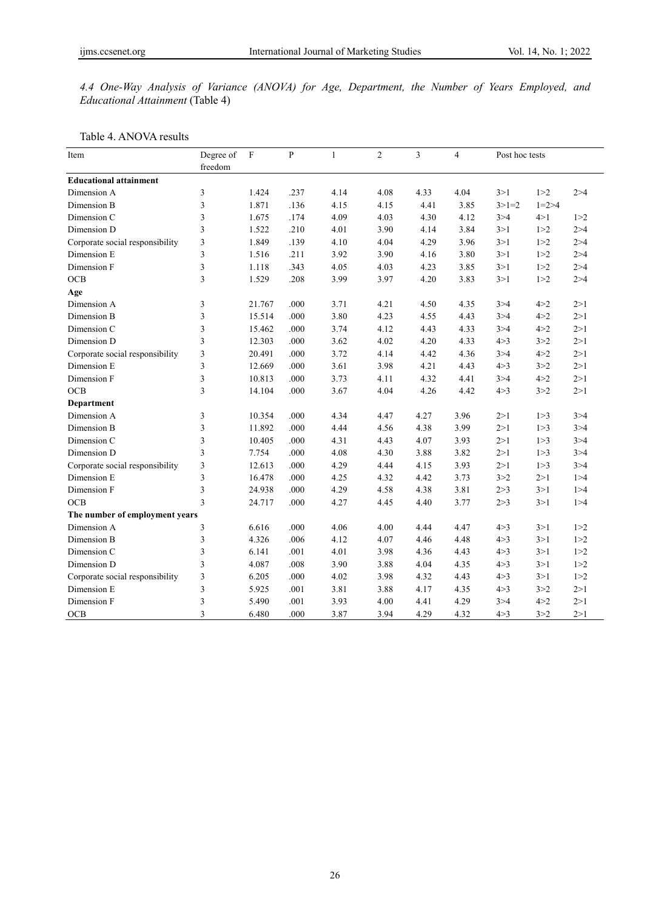*4.4 One-Way Analysis of Variance (ANOVA) for Age, Department, the Number of Years Employed, and Educational Attainment* (Table 4)

Table 4. ANOVA results

| Item | Degree of freedom | F | P | 1 | 2 | 3 | 4 | Post hoc tests | | |
|---|---|---|---|---|---|---|---|---|---|---|
| **Educational attainment** | | | | | | | | | | |
| Dimension A | 3 | 1.424 | .237 | 4.14 | 4.08 | 4.33 | 4.04 | 3>1 | 1>2 | 2>4 |
| Dimension B | 3 | 1.871 | .136 | 4.15 | 4.15 | 4.41 | 3.85 | 3>1=2 | 1=2>4 | |
| Dimension C | 3 | 1.675 | .174 | 4.09 | 4.03 | 4.30 | 4.12 | 3>4 | 4>1 | 1>2 |
| Dimension D | 3 | 1.522 | .210 | 4.01 | 3.90 | 4.14 | 3.84 | 3>1 | 1>2 | 2>4 |
| Corporate social responsibility | 3 | 1.849 | .139 | 4.10 | 4.04 | 4.29 | 3.96 | 3>1 | 1>2 | 2>4 |
| Dimension E | 3 | 1.516 | .211 | 3.92 | 3.90 | 4.16 | 3.80 | 3>1 | 1>2 | 2>4 |
| Dimension F | 3 | 1.118 | .343 | 4.05 | 4.03 | 4.23 | 3.85 | 3>1 | 1>2 | 2>4 |
| OCB | 3 | 1.529 | .208 | 3.99 | 3.97 | 4.20 | 3.83 | 3>1 | 1>2 | 2>4 |
| **Age** | | | | | | | | | | |
| Dimension A | 3 | 21.767 | .000 | 3.71 | 4.21 | 4.50 | 4.35 | 3>4 | 4>2 | 2>1 |
| Dimension B | 3 | 15.514 | .000 | 3.80 | 4.23 | 4.55 | 4.43 | 3>4 | 4>2 | 2>1 |
| Dimension C | 3 | 15.462 | .000 | 3.74 | 4.12 | 4.43 | 4.33 | 3>4 | 4>2 | 2>1 |
| Dimension D | 3 | 12.303 | .000 | 3.62 | 4.02 | 4.20 | 4.33 | 4>3 | 3>2 | 2>1 |
| Corporate social responsibility | 3 | 20.491 | .000 | 3.72 | 4.14 | 4.42 | 4.36 | 3>4 | 4>2 | 2>1 |
| Dimension E | 3 | 12.669 | .000 | 3.61 | 3.98 | 4.21 | 4.43 | 4>3 | 3>2 | 2>1 |
| Dimension F | 3 | 10.813 | .000 | 3.73 | 4.11 | 4.32 | 4.41 | 3>4 | 4>2 | 2>1 |
| OCB | 3 | 14.104 | .000 | 3.67 | 4.04 | 4.26 | 4.42 | 4>3 | 3>2 | 2>1 |
| **Department** | | | | | | | | | | |
| Dimension A | 3 | 10.354 | .000 | 4.34 | 4.47 | 4.27 | 3.96 | 2>1 | 1>3 | 3>4 |
| Dimension B | 3 | 11.892 | .000 | 4.44 | 4.56 | 4.38 | 3.99 | 2>1 | 1>3 | 3>4 |
| Dimension C | 3 | 10.405 | .000 | 4.31 | 4.43 | 4.07 | 3.93 | 2>1 | 1>3 | 3>4 |
| Dimension D | 3 | 7.754 | .000 | 4.08 | 4.30 | 3.88 | 3.82 | 2>1 | 1>3 | 3>4 |
| Corporate social responsibility | 3 | 12.613 | .000 | 4.29 | 4.44 | 4.15 | 3.93 | 2>1 | 1>3 | 3>4 |
| Dimension E | 3 | 16.478 | .000 | 4.25 | 4.32 | 4.42 | 3.73 | 3>2 | 2>1 | 1>4 |
| Dimension F | 3 | 24.938 | .000 | 4.29 | 4.58 | 4.38 | 3.81 | 2>3 | 3>1 | 1>4 |
| OCB | 3 | 24.717 | .000 | 4.27 | 4.45 | 4.40 | 3.77 | 2>3 | 3>1 | 1>4 |
| **The number of employment years** | | | | | | | | | | |
| Dimension A | 3 | 6.616 | .000 | 4.06 | 4.00 | 4.44 | 4.47 | 4>3 | 3>1 | 1>2 |
| Dimension B | 3 | 4.326 | .006 | 4.12 | 4.07 | 4.46 | 4.48 | 4>3 | 3>1 | 1>2 |
| Dimension C | 3 | 6.141 | .001 | 4.01 | 3.98 | 4.36 | 4.43 | 4>3 | 3>1 | 1>2 |
| Dimension D | 3 | 4.087 | .008 | 3.90 | 3.88 | 4.04 | 4.35 | 4>3 | 3>1 | 1>2 |
| Corporate social responsibility | 3 | 6.205 | .000 | 4.02 | 3.98 | 4.32 | 4.43 | 4>3 | 3>1 | 1>2 |
| Dimension E | 3 | 5.925 | .001 | 3.81 | 3.88 | 4.17 | 4.35 | 4>3 | 3>2 | 2>1 |
| Dimension F | 3 | 5.490 | .001 | 3.93 | 4.00 | 4.41 | 4.29 | 3>4 | 4>2 | 2>1 |
| OCB | 3 | 6.480 | .000 | 3.87 | 3.94 | 4.29 | 4.32 | 4>3 | 3>2 | 2>1 |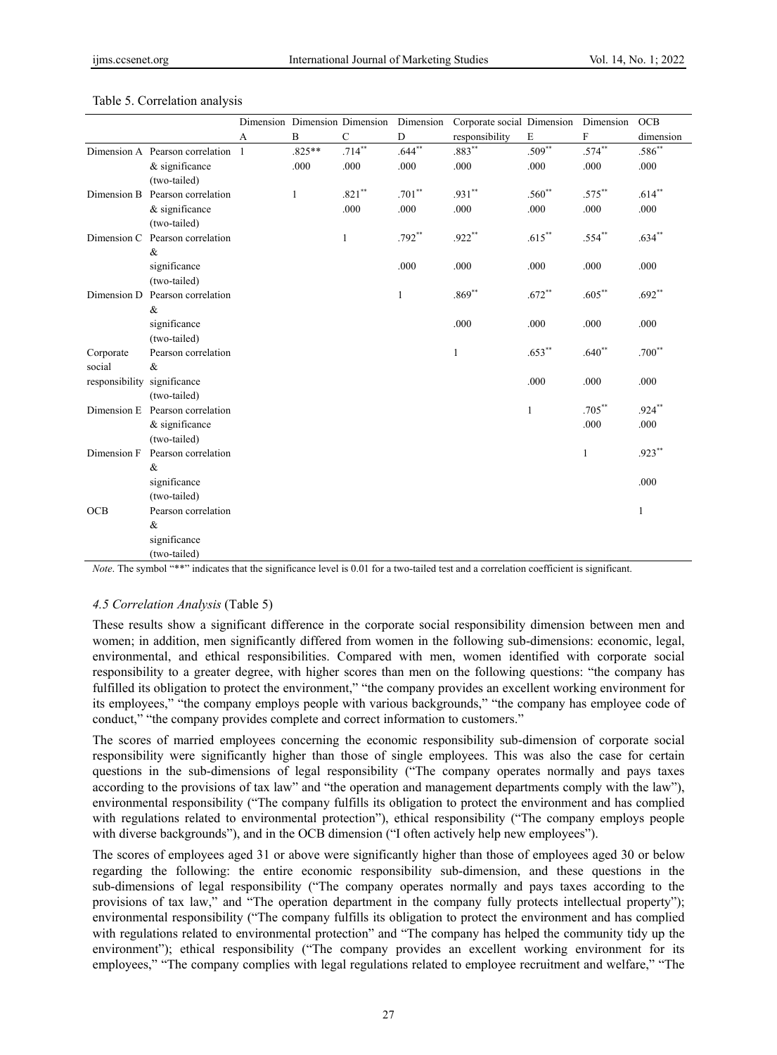Table 5. Correlation analysis

| | | Dimension A | Dimension B | Dimension C | Dimension D | Corporate social responsibility | Dimension E | Dimension F | OCB dimension |
|---|---|---|---|---|---|---|---|---|---|
| Dimension A | Pearson correlation | 1 | .825** | .714** | .644** | .883** | .509** | .574** | .586** |
| | & significance (two-tailed) | | .000 | .000 | .000 | .000 | .000 | .000 | .000 |
| Dimension B | Pearson correlation | | 1 | .821** | .701** | .931** | .560** | .575** | .614** |
| | & significance (two-tailed) | | | .000 | .000 | .000 | .000 | .000 | .000 |
| Dimension C | Pearson correlation | | | 1 | .792** | .922** | .615** | .554** | .634** |
| | & significance (two-tailed) | | | | .000 | .000 | .000 | .000 | .000 |
| Dimension D | Pearson correlation | | | | 1 | .869** | .672** | .605** | .692** |
| | & significance (two-tailed) | | | | | .000 | .000 | .000 | .000 |
| Corporate social responsibility | Pearson correlation | | | | | 1 | .653** | .640** | .700** |
| | & significance (two-tailed) | | | | | | .000 | .000 | .000 |
| Dimension E | Pearson correlation | | | | | | 1 | .705** | .924** |
| | & significance (two-tailed) | | | | | | | .000 | .000 |
| Dimension F | Pearson correlation | | | | | | | 1 | .923** |
| | & significance (two-tailed) | | | | | | | | .000 |
| OCB | Pearson correlation | | | | | | | | 1 |
| | & significance (two-tailed) | | | | | | | | |

*Note*. The symbol "**" indicates that the significance level is 0.01 for a two-tailed test and a correlation coefficient is significant.

### *4.5 Correlation Analysis* (Table 5)

These results show a significant difference in the corporate social responsibility dimension between men and women; in addition, men significantly differed from women in the following sub-dimensions: economic, legal, environmental, and ethical responsibilities. Compared with men, women identified with corporate social responsibility to a greater degree, with higher scores than men on the following questions: "the company has fulfilled its obligation to protect the environment," "the company provides an excellent working environment for its employees," "the company employs people with various backgrounds," "the company has employee code of conduct," "the company provides complete and correct information to customers."

The scores of married employees concerning the economic responsibility sub-dimension of corporate social responsibility were significantly higher than those of single employees. This was also the case for certain questions in the sub-dimensions of legal responsibility ("The company operates normally and pays taxes according to the provisions of tax law" and "the operation and management departments comply with the law"), environmental responsibility ("The company fulfills its obligation to protect the environment and has complied with regulations related to environmental protection"), ethical responsibility ("The company employs people with diverse backgrounds"), and in the OCB dimension ("I often actively help new employees").

The scores of employees aged 31 or above were significantly higher than those of employees aged 30 or below regarding the following: the entire economic responsibility sub-dimension, and these questions in the sub-dimensions of legal responsibility ("The company operates normally and pays taxes according to the provisions of tax law," and "The operation department in the company fully protects intellectual property"); environmental responsibility ("The company fulfills its obligation to protect the environment and has complied with regulations related to environmental protection" and "The company has helped the community tidy up the environment"); ethical responsibility ("The company provides an excellent working environment for its employees," "The company complies with legal regulations related to employee recruitment and welfare," "The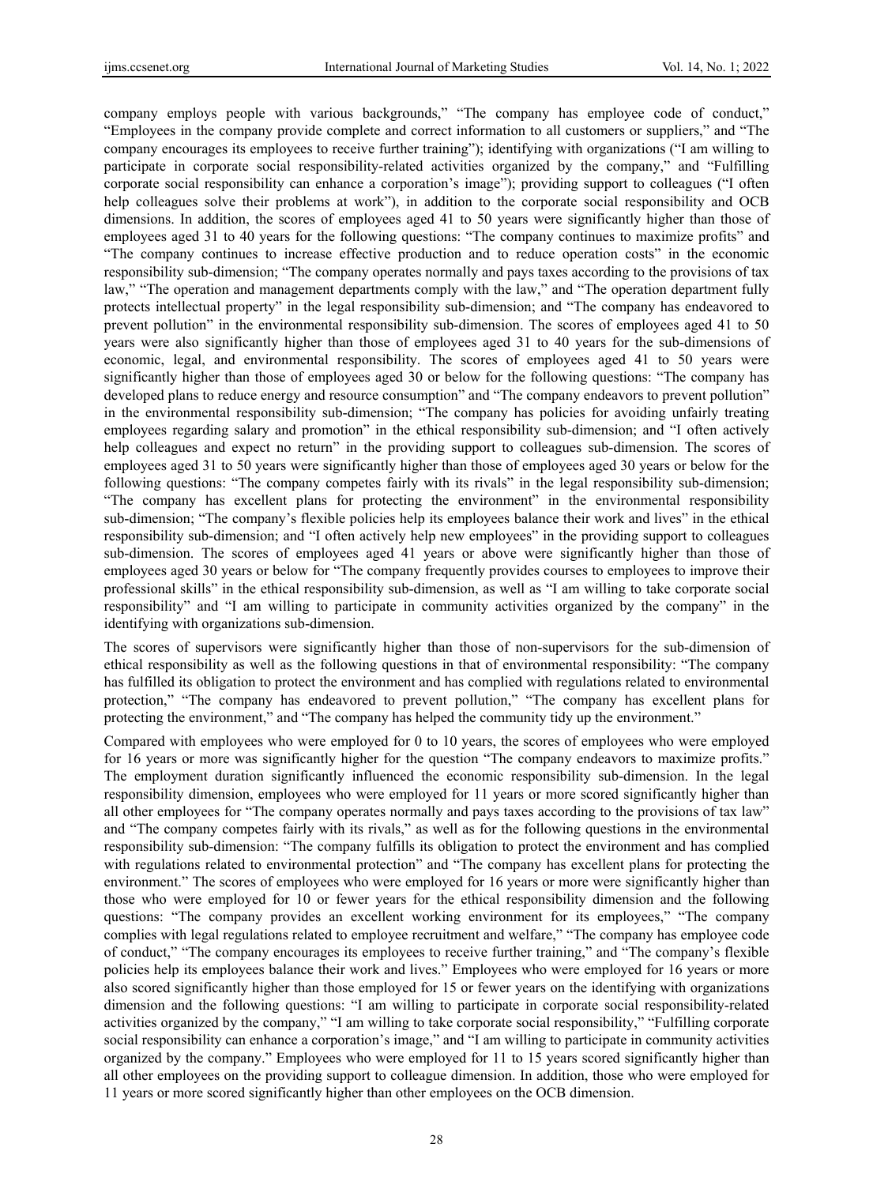company employs people with various backgrounds," "The company has employee code of conduct," "Employees in the company provide complete and correct information to all customers or suppliers," and "The company encourages its employees to receive further training"); identifying with organizations ("I am willing to participate in corporate social responsibility-related activities organized by the company," and "Fulfilling corporate social responsibility can enhance a corporation's image"); providing support to colleagues ("I often help colleagues solve their problems at work"), in addition to the corporate social responsibility and OCB dimensions. In addition, the scores of employees aged 41 to 50 years were significantly higher than those of employees aged 31 to 40 years for the following questions: "The company continues to maximize profits" and "The company continues to increase effective production and to reduce operation costs" in the economic responsibility sub-dimension; "The company operates normally and pays taxes according to the provisions of tax law," "The operation and management departments comply with the law," and "The operation department fully protects intellectual property" in the legal responsibility sub-dimension; and "The company has endeavored to prevent pollution" in the environmental responsibility sub-dimension. The scores of employees aged 41 to 50 years were also significantly higher than those of employees aged 31 to 40 years for the sub-dimensions of economic, legal, and environmental responsibility. The scores of employees aged 41 to 50 years were significantly higher than those of employees aged 30 or below for the following questions: "The company has developed plans to reduce energy and resource consumption" and "The company endeavors to prevent pollution" in the environmental responsibility sub-dimension; "The company has policies for avoiding unfairly treating employees regarding salary and promotion" in the ethical responsibility sub-dimension; and "I often actively help colleagues and expect no return" in the providing support to colleagues sub-dimension. The scores of employees aged 31 to 50 years were significantly higher than those of employees aged 30 years or below for the following questions: "The company competes fairly with its rivals" in the legal responsibility sub-dimension; "The company has excellent plans for protecting the environment" in the environmental responsibility sub-dimension; "The company's flexible policies help its employees balance their work and lives" in the ethical responsibility sub-dimension; and "I often actively help new employees" in the providing support to colleagues sub-dimension. The scores of employees aged 41 years or above were significantly higher than those of employees aged 30 years or below for "The company frequently provides courses to employees to improve their professional skills" in the ethical responsibility sub-dimension, as well as "I am willing to take corporate social responsibility" and "I am willing to participate in community activities organized by the company" in the identifying with organizations sub-dimension.

The scores of supervisors were significantly higher than those of non-supervisors for the sub-dimension of ethical responsibility as well as the following questions in that of environmental responsibility: "The company has fulfilled its obligation to protect the environment and has complied with regulations related to environmental protection," "The company has endeavored to prevent pollution," "The company has excellent plans for protecting the environment," and "The company has helped the community tidy up the environment."

Compared with employees who were employed for 0 to 10 years, the scores of employees who were employed for 16 years or more was significantly higher for the question "The company endeavors to maximize profits." The employment duration significantly influenced the economic responsibility sub-dimension. In the legal responsibility dimension, employees who were employed for 11 years or more scored significantly higher than all other employees for "The company operates normally and pays taxes according to the provisions of tax law" and "The company competes fairly with its rivals," as well as for the following questions in the environmental responsibility sub-dimension: "The company fulfills its obligation to protect the environment and has complied with regulations related to environmental protection" and "The company has excellent plans for protecting the environment." The scores of employees who were employed for 16 years or more were significantly higher than those who were employed for 10 or fewer years for the ethical responsibility dimension and the following questions: "The company provides an excellent working environment for its employees," "The company complies with legal regulations related to employee recruitment and welfare," "The company has employee code of conduct," "The company encourages its employees to receive further training," and "The company's flexible policies help its employees balance their work and lives." Employees who were employed for 16 years or more also scored significantly higher than those employed for 15 or fewer years on the identifying with organizations dimension and the following questions: "I am willing to participate in corporate social responsibility-related activities organized by the company," "I am willing to take corporate social responsibility," "Fulfilling corporate social responsibility can enhance a corporation's image," and "I am willing to participate in community activities organized by the company." Employees who were employed for 11 to 15 years scored significantly higher than all other employees on the providing support to colleague dimension. In addition, those who were employed for 11 years or more scored significantly higher than other employees on the OCB dimension.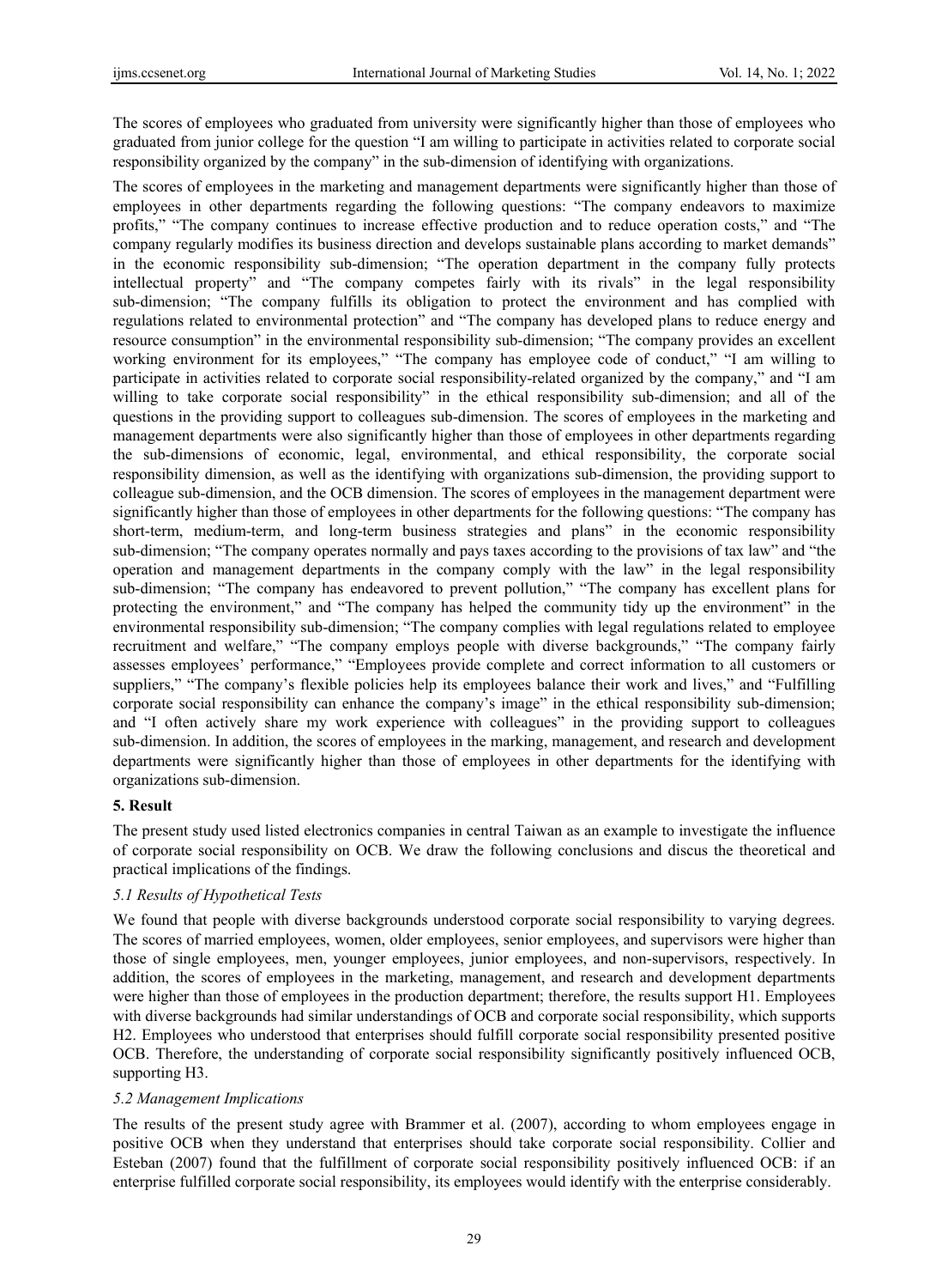The scores of employees who graduated from university were significantly higher than those of employees who graduated from junior college for the question "I am willing to participate in activities related to corporate social responsibility organized by the company" in the sub-dimension of identifying with organizations.

The scores of employees in the marketing and management departments were significantly higher than those of employees in other departments regarding the following questions: "The company endeavors to maximize profits," "The company continues to increase effective production and to reduce operation costs," and "The company regularly modifies its business direction and develops sustainable plans according to market demands" in the economic responsibility sub-dimension; "The operation department in the company fully protects intellectual property" and "The company competes fairly with its rivals" in the legal responsibility sub-dimension; "The company fulfills its obligation to protect the environment and has complied with regulations related to environmental protection" and "The company has developed plans to reduce energy and resource consumption" in the environmental responsibility sub-dimension; "The company provides an excellent working environment for its employees," "The company has employee code of conduct," "I am willing to participate in activities related to corporate social responsibility-related organized by the company," and "I am willing to take corporate social responsibility" in the ethical responsibility sub-dimension; and all of the questions in the providing support to colleagues sub-dimension. The scores of employees in the marketing and management departments were also significantly higher than those of employees in other departments regarding the sub-dimensions of economic, legal, environmental, and ethical responsibility, the corporate social responsibility dimension, as well as the identifying with organizations sub-dimension, the providing support to colleague sub-dimension, and the OCB dimension. The scores of employees in the management department were significantly higher than those of employees in other departments for the following questions: "The company has short-term, medium-term, and long-term business strategies and plans" in the economic responsibility sub-dimension; "The company operates normally and pays taxes according to the provisions of tax law" and "the operation and management departments in the company comply with the law" in the legal responsibility sub-dimension; "The company has endeavored to prevent pollution," "The company has excellent plans for protecting the environment," and "The company has helped the community tidy up the environment" in the environmental responsibility sub-dimension; "The company complies with legal regulations related to employee recruitment and welfare," "The company employs people with diverse backgrounds," "The company fairly assesses employees' performance," "Employees provide complete and correct information to all customers or suppliers," "The company's flexible policies help its employees balance their work and lives," and "Fulfilling corporate social responsibility can enhance the company's image" in the ethical responsibility sub-dimension; and "I often actively share my work experience with colleagues" in the providing support to colleagues sub-dimension. In addition, the scores of employees in the marking, management, and research and development departments were significantly higher than those of employees in other departments for the identifying with organizations sub-dimension.

## 5. Result

The present study used listed electronics companies in central Taiwan as an example to investigate the influence of corporate social responsibility on OCB. We draw the following conclusions and discus the theoretical and practical implications of the findings.

### *5.1 Results of Hypothetical Tests*

We found that people with diverse backgrounds understood corporate social responsibility to varying degrees. The scores of married employees, women, older employees, senior employees, and supervisors were higher than those of single employees, men, younger employees, junior employees, and non-supervisors, respectively. In addition, the scores of employees in the marketing, management, and research and development departments were higher than those of employees in the production department; therefore, the results support H1. Employees with diverse backgrounds had similar understandings of OCB and corporate social responsibility, which supports H2. Employees who understood that enterprises should fulfill corporate social responsibility presented positive OCB. Therefore, the understanding of corporate social responsibility significantly positively influenced OCB, supporting H3.

### *5.2 Management Implications*

The results of the present study agree with Brammer et al. (2007), according to whom employees engage in positive OCB when they understand that enterprises should take corporate social responsibility. Collier and Esteban (2007) found that the fulfillment of corporate social responsibility positively influenced OCB: if an enterprise fulfilled corporate social responsibility, its employees would identify with the enterprise considerably.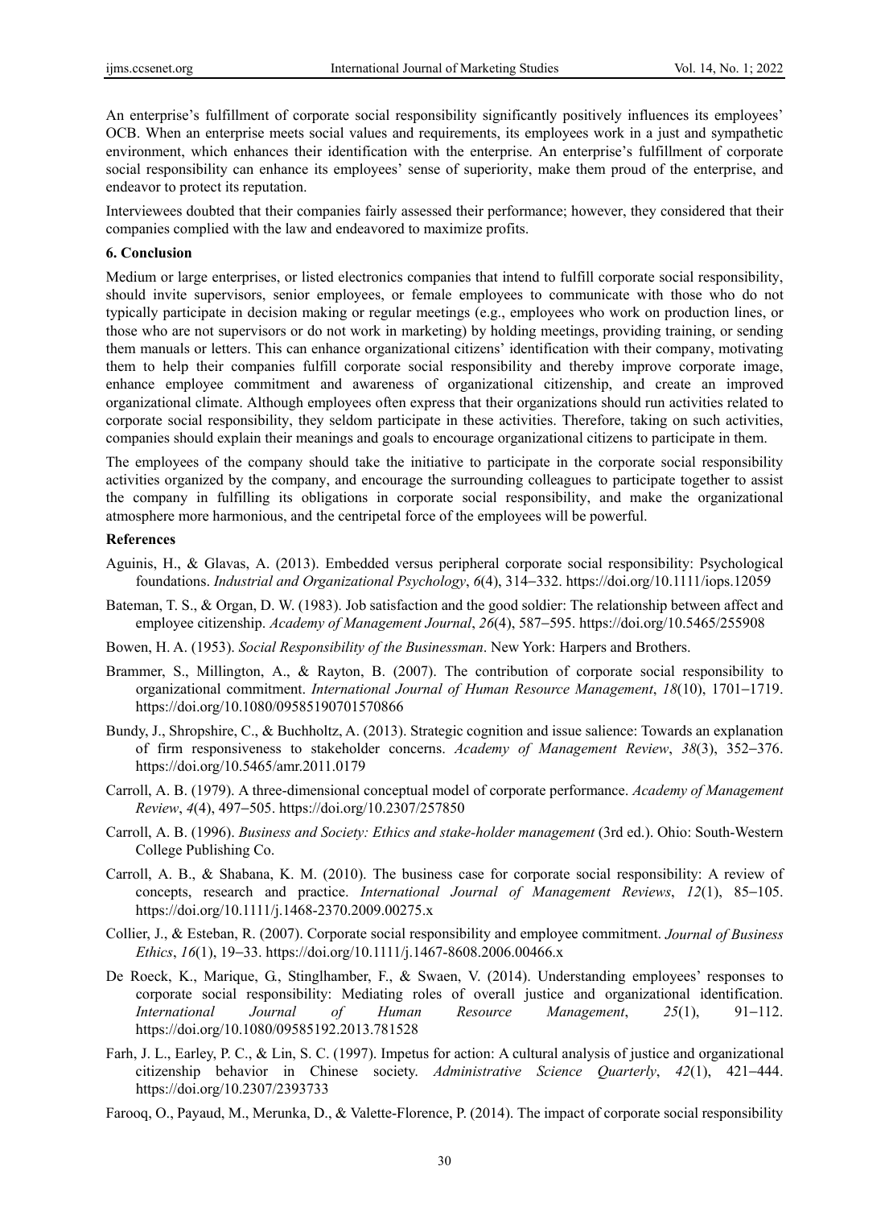An enterprise's fulfillment of corporate social responsibility significantly positively influences its employees' OCB. When an enterprise meets social values and requirements, its employees work in a just and sympathetic environment, which enhances their identification with the enterprise. An enterprise's fulfillment of corporate social responsibility can enhance its employees' sense of superiority, make them proud of the enterprise, and endeavor to protect its reputation.

Interviewees doubted that their companies fairly assessed their performance; however, they considered that their companies complied with the law and endeavored to maximize profits.

## 6. Conclusion

Medium or large enterprises, or listed electronics companies that intend to fulfill corporate social responsibility, should invite supervisors, senior employees, or female employees to communicate with those who do not typically participate in decision making or regular meetings (e.g., employees who work on production lines, or those who are not supervisors or do not work in marketing) by holding meetings, providing training, or sending them manuals or letters. This can enhance organizational citizens' identification with their company, motivating them to help their companies fulfill corporate social responsibility and thereby improve corporate image, enhance employee commitment and awareness of organizational citizenship, and create an improved organizational climate. Although employees often express that their organizations should run activities related to corporate social responsibility, they seldom participate in these activities. Therefore, taking on such activities, companies should explain their meanings and goals to encourage organizational citizens to participate in them.

The employees of the company should take the initiative to participate in the corporate social responsibility activities organized by the company, and encourage the surrounding colleagues to participate together to assist the company in fulfilling its obligations in corporate social responsibility, and make the organizational atmosphere more harmonious, and the centripetal force of the employees will be powerful.

## References

Aguinis, H., & Glavas, A. (2013). Embedded versus peripheral corporate social responsibility: Psychological foundations. *Industrial and Organizational Psychology*, *6*(4), 314–332. https://doi.org/10.1111/iops.12059

Bateman, T. S., & Organ, D. W. (1983). Job satisfaction and the good soldier: The relationship between affect and employee citizenship. *Academy of Management Journal*, *26*(4), 587–595. https://doi.org/10.5465/255908

Bowen, H. A. (1953). *Social Responsibility of the Businessman*. New York: Harpers and Brothers.

Brammer, S., Millington, A., & Rayton, B. (2007). The contribution of corporate social responsibility to organizational commitment. *International Journal of Human Resource Management*, *18*(10), 1701–1719. https://doi.org/10.1080/09585190701570866

Bundy, J., Shropshire, C., & Buchholtz, A. (2013). Strategic cognition and issue salience: Towards an explanation of firm responsiveness to stakeholder concerns. *Academy of Management Review*, *38*(3), 352–376. https://doi.org/10.5465/amr.2011.0179

Carroll, A. B. (1979). A three-dimensional conceptual model of corporate performance. *Academy of Management Review*, *4*(4), 497–505. https://doi.org/10.2307/257850

Carroll, A. B. (1996). *Business and Society: Ethics and stake-holder management* (3rd ed.). Ohio: South-Western College Publishing Co.

Carroll, A. B., & Shabana, K. M. (2010). The business case for corporate social responsibility: A review of concepts, research and practice. *International Journal of Management Reviews*, *12*(1), 85–105. https://doi.org/10.1111/j.1468-2370.2009.00275.x

Collier, J., & Esteban, R. (2007). Corporate social responsibility and employee commitment. *Journal of Business Ethics*, *16*(1), 19–33. https://doi.org/10.1111/j.1467-8608.2006.00466.x

De Roeck, K., Marique, G., Stinglhamber, F., & Swaen, V. (2014). Understanding employees' responses to corporate social responsibility: Mediating roles of overall justice and organizational identification. *International Journal of Human Resource Management*, *25*(1), 91–112. https://doi.org/10.1080/09585192.2013.781528

Farh, J. L., Earley, P. C., & Lin, S. C. (1997). Impetus for action: A cultural analysis of justice and organizational citizenship behavior in Chinese society. *Administrative Science Quarterly*, *42*(1), 421–444. https://doi.org/10.2307/2393733

Farooq, O., Payaud, M., Merunka, D., & Valette-Florence, P. (2014). The impact of corporate social responsibility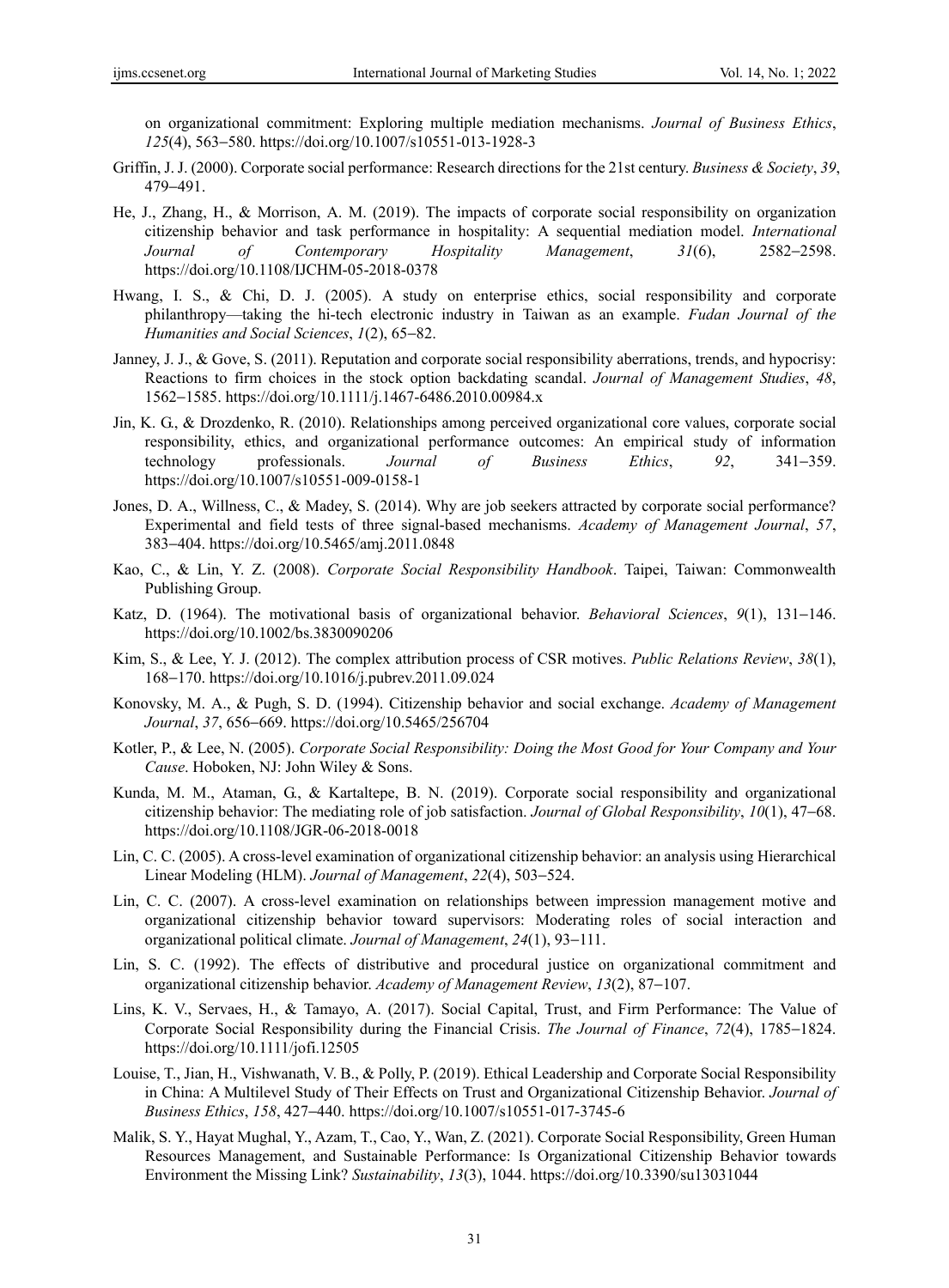on organizational commitment: Exploring multiple mediation mechanisms. *Journal of Business Ethics*, *125*(4), 563–580. https://doi.org/10.1007/s10551-013-1928-3

Griffin, J. J. (2000). Corporate social performance: Research directions for the 21st century. *Business & Society*, *39*, 479–491.

He, J., Zhang, H., & Morrison, A. M. (2019). The impacts of corporate social responsibility on organization citizenship behavior and task performance in hospitality: A sequential mediation model. *International Journal of Contemporary Hospitality Management*, *31*(6), 2582–2598. https://doi.org/10.1108/IJCHM-05-2018-0378

Hwang, I. S., & Chi, D. J. (2005). A study on enterprise ethics, social responsibility and corporate philanthropy—taking the hi-tech electronic industry in Taiwan as an example. *Fudan Journal of the Humanities and Social Sciences*, *1*(2), 65–82.

Janney, J. J., & Gove, S. (2011). Reputation and corporate social responsibility aberrations, trends, and hypocrisy: Reactions to firm choices in the stock option backdating scandal. *Journal of Management Studies*, *48*, 1562–1585. https://doi.org/10.1111/j.1467-6486.2010.00984.x

Jin, K. G., & Drozdenko, R. (2010). Relationships among perceived organizational core values, corporate social responsibility, ethics, and organizational performance outcomes: An empirical study of information technology professionals. *Journal of Business Ethics*, *92*, 341–359. https://doi.org/10.1007/s10551-009-0158-1

Jones, D. A., Willness, C., & Madey, S. (2014). Why are job seekers attracted by corporate social performance? Experimental and field tests of three signal-based mechanisms. *Academy of Management Journal*, *57*, 383–404. https://doi.org/10.5465/amj.2011.0848

Kao, C., & Lin, Y. Z. (2008). *Corporate Social Responsibility Handbook*. Taipei, Taiwan: Commonwealth Publishing Group.

Katz, D. (1964). The motivational basis of organizational behavior. *Behavioral Sciences*, *9*(1), 131–146. https://doi.org/10.1002/bs.3830090206

Kim, S., & Lee, Y. J. (2012). The complex attribution process of CSR motives. *Public Relations Review*, *38*(1), 168–170. https://doi.org/10.1016/j.pubrev.2011.09.024

Konovsky, M. A., & Pugh, S. D. (1994). Citizenship behavior and social exchange. *Academy of Management Journal*, *37*, 656–669. https://doi.org/10.5465/256704

Kotler, P., & Lee, N. (2005). *Corporate Social Responsibility: Doing the Most Good for Your Company and Your Cause*. Hoboken, NJ: John Wiley & Sons.

Kunda, M. M., Ataman, G., & Kartaltepe, B. N. (2019). Corporate social responsibility and organizational citizenship behavior: The mediating role of job satisfaction. *Journal of Global Responsibility*, *10*(1), 47–68. https://doi.org/10.1108/JGR-06-2018-0018

Lin, C. C. (2005). A cross-level examination of organizational citizenship behavior: an analysis using Hierarchical Linear Modeling (HLM). *Journal of Management*, *22*(4), 503–524.

Lin, C. C. (2007). A cross-level examination on relationships between impression management motive and organizational citizenship behavior toward supervisors: Moderating roles of social interaction and organizational political climate. *Journal of Management*, *24*(1), 93–111.

Lin, S. C. (1992). The effects of distributive and procedural justice on organizational commitment and organizational citizenship behavior. *Academy of Management Review*, *13*(2), 87–107.

Lins, K. V., Servaes, H., & Tamayo, A. (2017). Social Capital, Trust, and Firm Performance: The Value of Corporate Social Responsibility during the Financial Crisis. *The Journal of Finance*, *72*(4), 1785–1824. https://doi.org/10.1111/jofi.12505

Louise, T., Jian, H., Vishwanath, V. B., & Polly, P. (2019). Ethical Leadership and Corporate Social Responsibility in China: A Multilevel Study of Their Effects on Trust and Organizational Citizenship Behavior. *Journal of Business Ethics*, *158*, 427–440. https://doi.org/10.1007/s10551-017-3745-6

Malik, S. Y., Hayat Mughal, Y., Azam, T., Cao, Y., Wan, Z. (2021). Corporate Social Responsibility, Green Human Resources Management, and Sustainable Performance: Is Organizational Citizenship Behavior towards Environment the Missing Link? *Sustainability*, *13*(3), 1044. https://doi.org/10.3390/su13031044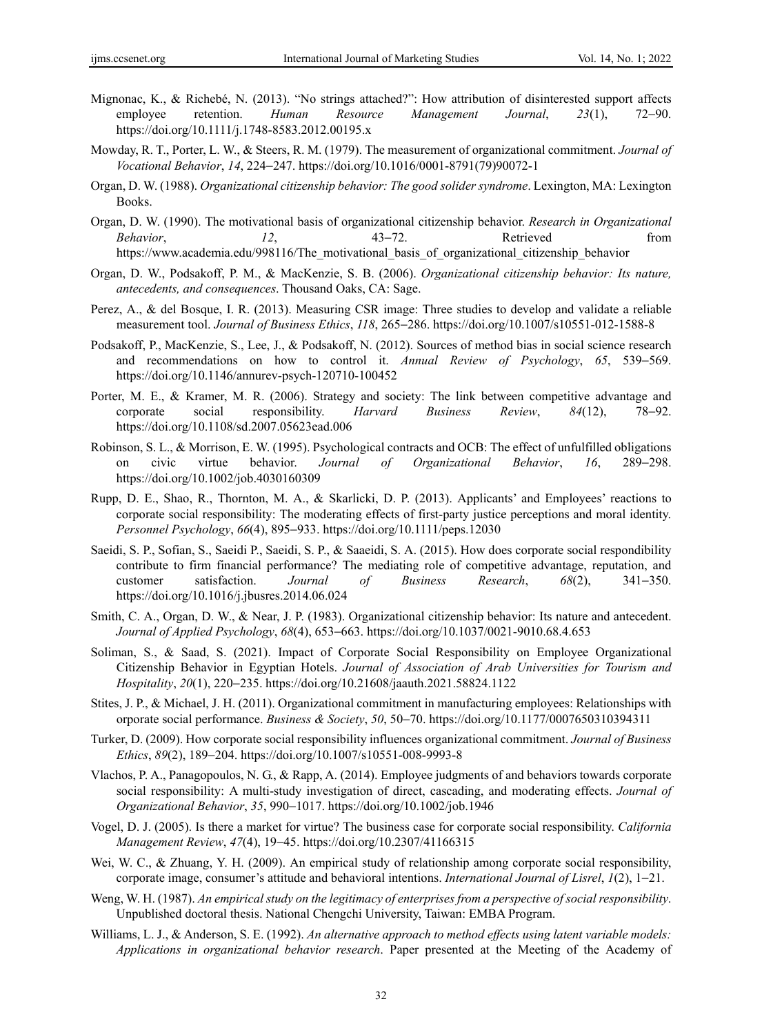Mignonac, K., & Richebé, N. (2013). "No strings attached?": How attribution of disinterested support affects employee retention. *Human Resource Management Journal*, *23*(1), 72–90. https://doi.org/10.1111/j.1748-8583.2012.00195.x

Mowday, R. T., Porter, L. W., & Steers, R. M. (1979). The measurement of organizational commitment. *Journal of Vocational Behavior*, *14*, 224–247. https://doi.org/10.1016/0001-8791(79)90072-1

Organ, D. W. (1988). *Organizational citizenship behavior: The good solider syndrome*. Lexington, MA: Lexington Books.

Organ, D. W. (1990). The motivational basis of organizational citizenship behavior. *Research in Organizational Behavior*, *12*, 43–72. Retrieved from https://www.academia.edu/998116/The_motivational_basis_of_organizational_citizenship_behavior

Organ, D. W., Podsakoff, P. M., & MacKenzie, S. B. (2006). *Organizational citizenship behavior: Its nature, antecedents, and consequences*. Thousand Oaks, CA: Sage.

Perez, A., & del Bosque, I. R. (2013). Measuring CSR image: Three studies to develop and validate a reliable measurement tool. *Journal of Business Ethics*, *118*, 265–286. https://doi.org/10.1007/s10551-012-1588-8

Podsakoff, P., MacKenzie, S., Lee, J., & Podsakoff, N. (2012). Sources of method bias in social science research and recommendations on how to control it. *Annual Review of Psychology*, *65*, 539–569. https://doi.org/10.1146/annurev-psych-120710-100452

Porter, M. E., & Kramer, M. R. (2006). Strategy and society: The link between competitive advantage and corporate social responsibility. *Harvard Business Review*, *84*(12), 78–92. https://doi.org/10.1108/sd.2007.05623ead.006

Robinson, S. L., & Morrison, E. W. (1995). Psychological contracts and OCB: The effect of unfulfilled obligations on civic virtue behavior. *Journal of Organizational Behavior*, *16*, 289–298. https://doi.org/10.1002/job.4030160309

Rupp, D. E., Shao, R., Thornton, M. A., & Skarlicki, D. P. (2013). Applicants' and Employees' reactions to corporate social responsibility: The moderating effects of first-party justice perceptions and moral identity. *Personnel Psychology*, *66*(4), 895–933. https://doi.org/10.1111/peps.12030

Saeidi, S. P., Sofian, S., Saeidi P., Saeidi, S. P., & Saaeidi, S. A. (2015). How does corporate social respondibility contribute to firm financial performance? The mediating role of competitive advantage, reputation, and customer satisfaction. *Journal of Business Research*, *68*(2), 341–350. https://doi.org/10.1016/j.jbusres.2014.06.024

Smith, C. A., Organ, D. W., & Near, J. P. (1983). Organizational citizenship behavior: Its nature and antecedent. *Journal of Applied Psychology*, *68*(4), 653–663. https://doi.org/10.1037/0021-9010.68.4.653

Soliman, S., & Saad, S. (2021). Impact of Corporate Social Responsibility on Employee Organizational Citizenship Behavior in Egyptian Hotels. *Journal of Association of Arab Universities for Tourism and Hospitality*, *20*(1), 220–235. https://doi.org/10.21608/jaauth.2021.58824.1122

Stites, J. P., & Michael, J. H. (2011). Organizational commitment in manufacturing employees: Relationships with orporate social performance. *Business & Society*, *50*, 50–70. https://doi.org/10.1177/0007650310394311

Turker, D. (2009). How corporate social responsibility influences organizational commitment. *Journal of Business Ethics*, *89*(2), 189–204. https://doi.org/10.1007/s10551-008-9993-8

Vlachos, P. A., Panagopoulos, N. G., & Rapp, A. (2014). Employee judgments of and behaviors towards corporate social responsibility: A multi-study investigation of direct, cascading, and moderating effects. *Journal of Organizational Behavior*, *35*, 990–1017. https://doi.org/10.1002/job.1946

Vogel, D. J. (2005). Is there a market for virtue? The business case for corporate social responsibility. *California Management Review*, *47*(4), 19–45. https://doi.org/10.2307/41166315

Wei, W. C., & Zhuang, Y. H. (2009). An empirical study of relationship among corporate social responsibility, corporate image, consumer's attitude and behavioral intentions. *International Journal of Lisrel*, *1*(2), 1–21.

Weng, W. H. (1987). *An empirical study on the legitimacy of enterprises from a perspective of social responsibility*. Unpublished doctoral thesis. National Chengchi University, Taiwan: EMBA Program.

Williams, L. J., & Anderson, S. E. (1992). *An alternative approach to method effects using latent variable models: Applications in organizational behavior research*. Paper presented at the Meeting of the Academy of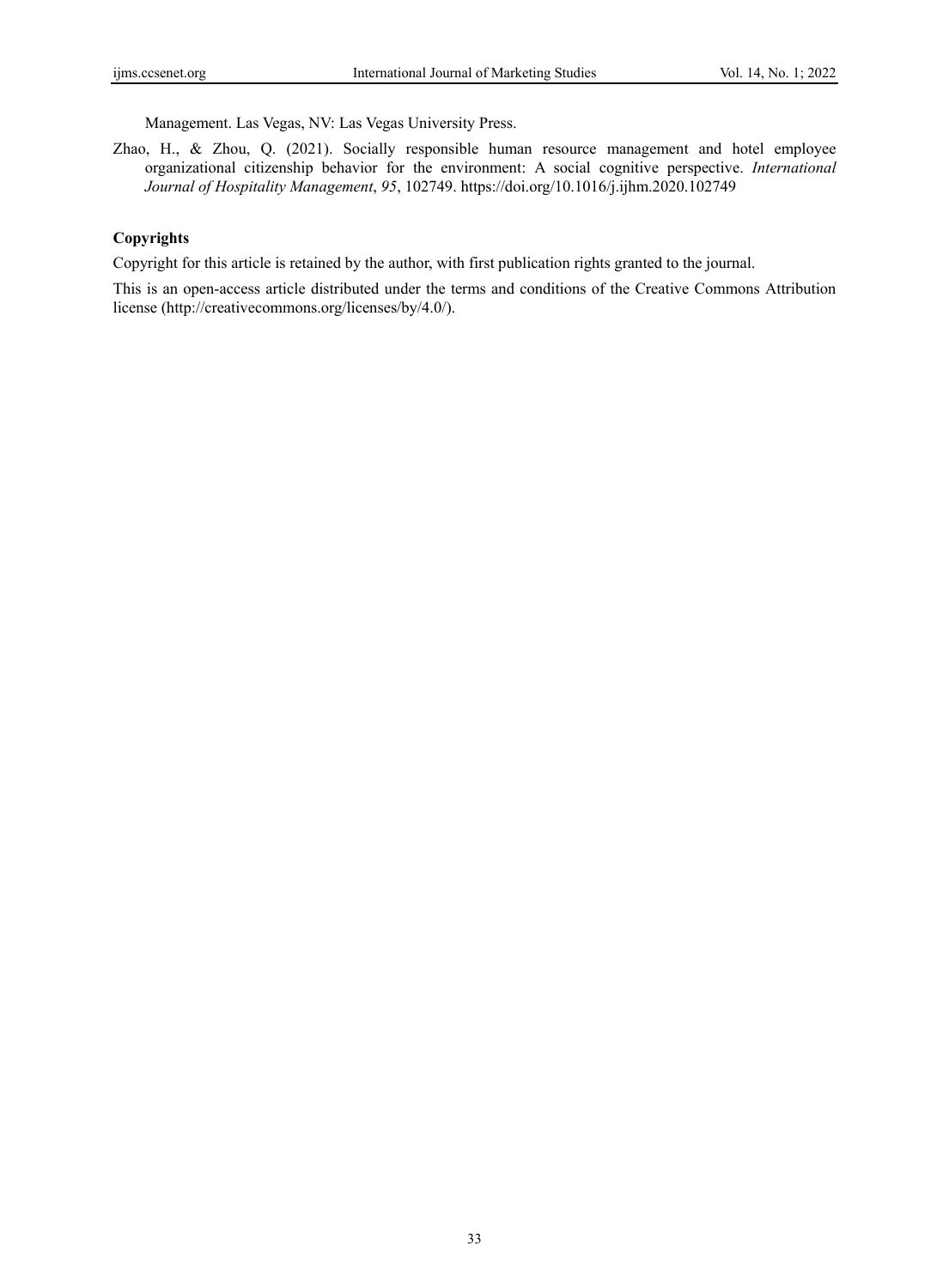Management. Las Vegas, NV: Las Vegas University Press.

Zhao, H., & Zhou, Q. (2021). Socially responsible human resource management and hotel employee organizational citizenship behavior for the environment: A social cognitive perspective. *International Journal of Hospitality Management*, *95*, 102749. https://doi.org/10.1016/j.ijhm.2020.102749

**Copyrights**

Copyright for this article is retained by the author, with first publication rights granted to the journal.

This is an open-access article distributed under the terms and conditions of the Creative Commons Attribution license (http://creativecommons.org/licenses/by/4.0/).